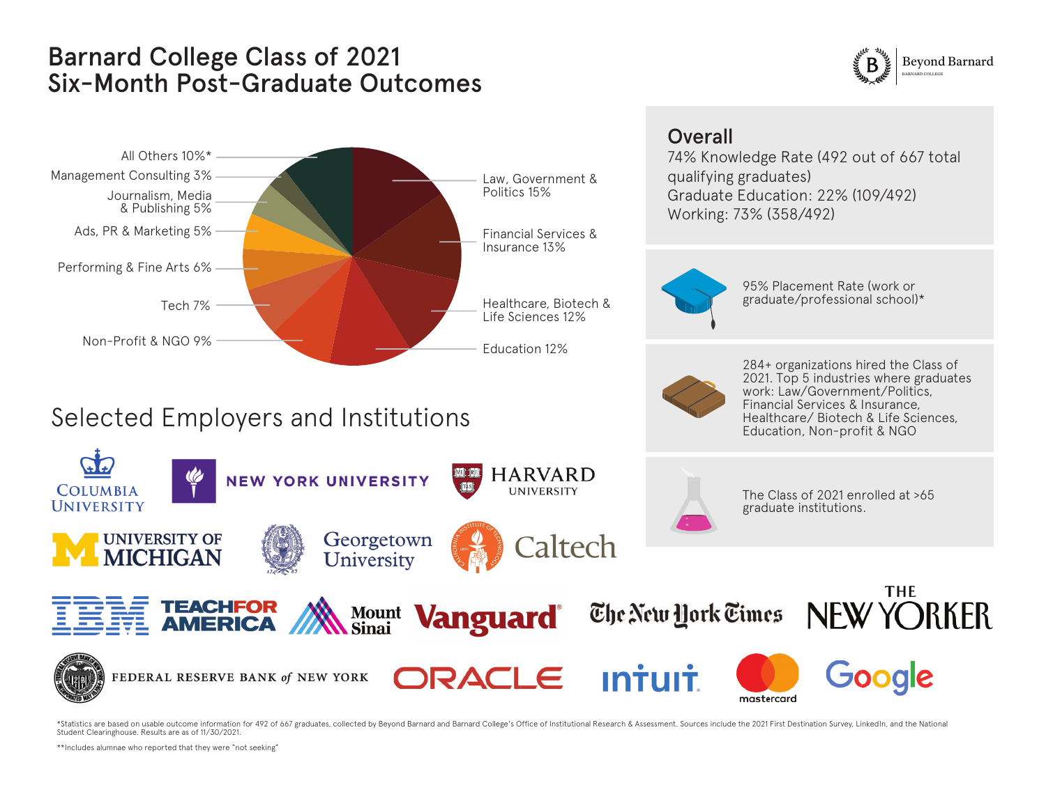# Barnard College Class of 2021 Six-Month Post-Graduate Outcomes

Beyond Barnard
BARNARD COLLEGE

| Industry | Percentage |
|---|---|
| Law, Government & Politics | 15% |
| Financial Services & Insurance | 13% |
| Healthcare, Biotech & Life Sciences | 12% |
| Education | 12% |
| Non-Profit & NGO | 9% |
| Tech | 7% |
| Performing & Fine Arts | 6% |
| Ads, PR & Marketing | 5% |
| Journalism, Media & Publishing | 5% |
| Management Consulting | 3% |
| All Others | 10%* |

## Overall

74% Knowledge Rate (492 out of 667 total qualifying graduates)
Graduate Education: 22% (109/492)
Working: 73% (358/492)

95% Placement Rate (work or graduate/professional school)*

284+ organizations hired the Class of 2021. Top 5 industries where graduates work: Law/Government/Politics, Financial Services & Insurance, Healthcare/ Biotech & Life Sciences, Education, Non-profit & NGO

The Class of 2021 enrolled at >65 graduate institutions.

## Selected Employers and Institutions

Columbia University, New York University, Harvard University, University of Michigan, Georgetown University, Caltech, IBM, Teach For America, Mount Sinai, Vanguard, The New York Times, The New Yorker, Federal Reserve Bank of New York, Oracle, Intuit, mastercard, Google

*Statistics are based on usable outcome information for 492 of 667 graduates, collected by Beyond Barnard and Barnard College's Office of Institutional Research & Assessment. Sources include the 2021 First Destination Survey, LinkedIn, and the National Student Clearinghouse. Results are as of 11/30/2021.

**Includes alumnae who reported that they were "not seeking"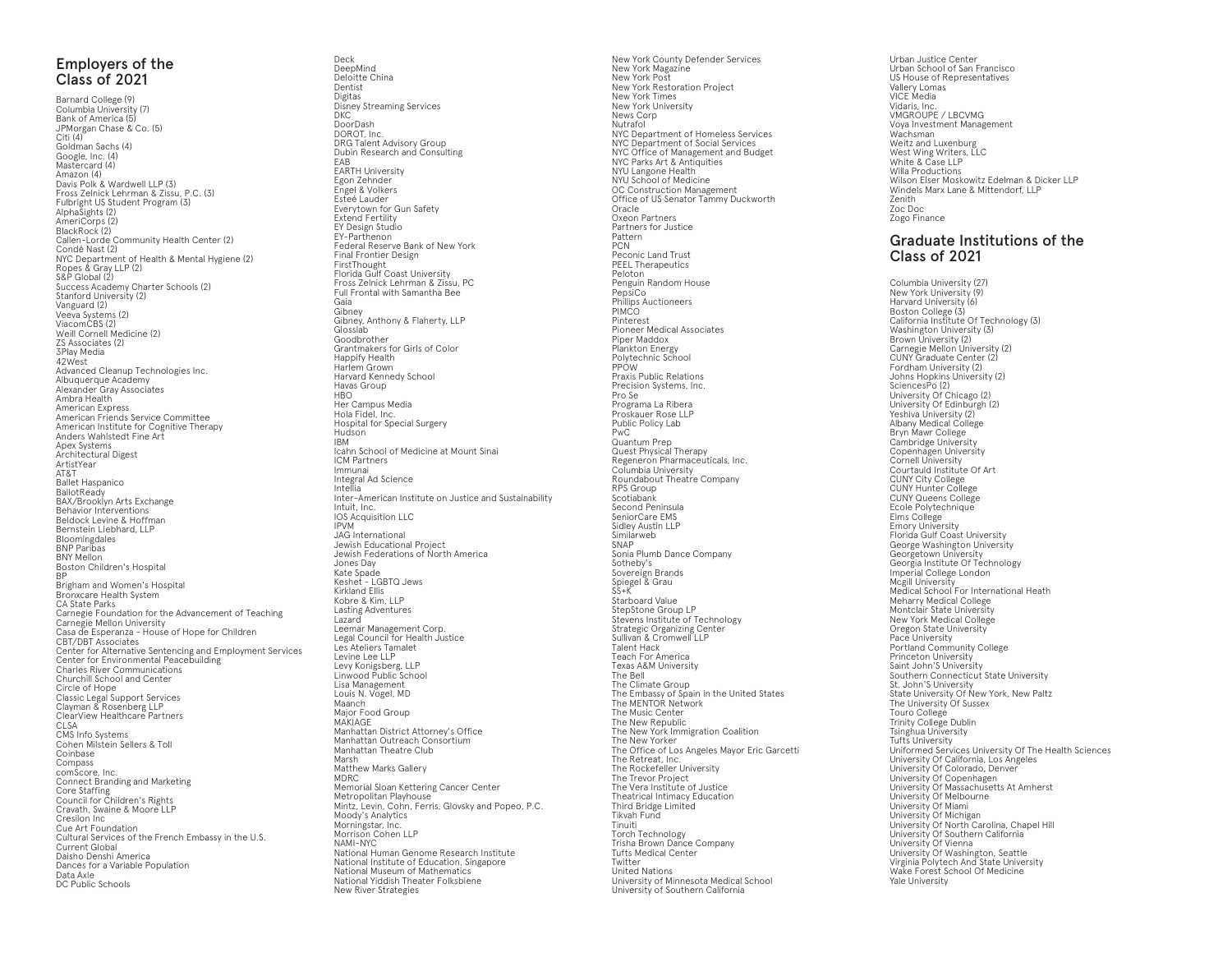## Employers of the Class of 2021

Barnard College (9)
Columbia University (7)
Bank of America (5)
JPMorgan Chase & Co. (5)
Citi (4)
Goldman Sachs (4)
Google, Inc. (4)
Mastercard (4)
Amazon (4)
Davis Polk & Wardwell LLP (3)
Fross Zelnick Lehrman & Zissu, P.C. (3)
Fulbright US Student Program (3)
AlphaSights (2)
AmeriCorps (2)
BlackRock (2)
Callen-Lorde Community Health Center (2)
Condé Nast (2)
NYC Department of Health & Mental Hygiene (2)
Ropes & Gray LLP (2)
S&P Global (2)
Success Academy Charter Schools (2)
Stanford University (2)
Vanguard (2)
Veeva Systems (2)
ViacomCBS (2)
Weill Cornell Medicine (2)
ZS Associates (2)
3Play Media
42West
Advanced Cleanup Technologies Inc.
Albuquerque Academy
Alexander Gray Associates
Ambra Health
American Express
American Friends Service Committee
American Institute for Cognitive Therapy
Anders Wahlstedt Fine Art
Apex Systems
Architectural Digest
ArtistYear
AT&T
Ballet Hispanico
BallotReady
BAX/Brooklyn Arts Exchange
Behavior Interventions
Beldock Levine & Hoffman
Bernstein Liebhard, LLP
Bloomingdales
BNP Paribas
BNY Mellon
Boston Children's Hospital
BP
Brigham and Women's Hospital
Bronxcare Health System
CA State Parks
Carnegie Foundation for the Advancement of Teaching
Carnegie Mellon University
Casa de Esperanza - House of Hope for Children
CBT/DBT Associates
Center for Alternative Sentencing and Employment Services
Center for Environmental Peacebuilding
Charles River Communications
Churchill School and Center
Circle of Hope
Classic Legal Support Services
Clayman & Rosenberg LLP
ClearView Healthcare Partners
CLSA
CMS Info Systems
Cohen Milstein Sellers & Toll
Coinbase
Compass
comScore, Inc.
Connect Branding and Marketing
Core Staffing
Council for Children's Rights
Cravath, Swaine & Moore LLP
Cresilon Inc
Cue Art Foundation
Cultural Services of the French Embassy in the U.S.
Current Global
Daisho Denshi America
Dances for a Variable Population
Data Axle
DC Public Schools
Deck
DeepMind
Deloitte China
Dentist
Digitas
Disney Streaming Services
DKC
DoorDash
DOROT, Inc.
DRG Talent Advisory Group
Dubin Research and Consulting
EAB
EARTH University
Egon Zehnder
Engel & Volkers
Esteé Lauder
Everytown for Gun Safety
Extend Fertility
EY Design Studio
EY-Parthenon
Federal Reserve Bank of New York
Final Frontier Design
FirstThought
Florida Gulf Coast University
Fross Zelnick Lehrman & Zissu, PC
Full Frontal with Samantha Bee
Gaia
Gibney
Gibney, Anthony & Flaherty, LLP
Glosslab
Goodbrother
Grantmakers for Girls of Color
Happify Health
Harlem Grown
Harvard Kennedy School
Havas Group
HBO
Her Campus Media
Hola Fidel, Inc.
Hospital for Special Surgery
Hudson
IBM
Icahn School of Medicine at Mount Sinai
ICM Partners
Immunai
Integral Ad Science
Intellia
Inter-American Institute on Justice and Sustainability
Intuit, Inc.
IOS Acquisition LLC
IPVM
JAG International
Jewish Educational Project
Jewish Federations of North America
Jones Day
Kate Spade
Keshet - LGBTQ Jews
Kirkland Ellis
Kobre & Kim, LLP
Lasting Adventures
Lazard
Leemar Management Corp.
Legal Council for Health Justice
Les Ateliers Tamalet
Levine Lee LLP
Levy Konigsberg, LLP
Linwood Public School
Lisa Management
Louis N. Vogel, MD
Maanch
Major Food Group
MAKIAGE
Manhattan District Attorney's Office
Manhattan Outreach Consortium
Manhattan Theatre Club
Marsh
Matthew Marks Gallery
MDRC
Memorial Sloan Kettering Cancer Center
Metropolitan Playhouse
Mintz, Levin, Cohn, Ferris, Glovsky and Popeo, P.C.
Moody's Analytics
Morningstar, Inc.
Morrison Cohen LLP
NAMI-NYC
National Human Genome Research Institute
National Institute of Education, Singapore
National Museum of Mathematics
National Yiddish Theater Folksbiene
New River Strategies
New York County Defender Services
New York Magazine
New York Post
New York Restoration Project
New York Times
New York University
News Corp
Nutrafol
NYC Department of Homeless Services
NYC Department of Social Services
NYC Office of Management and Budget
NYC Parks Art & Antiquities
NYU Langone Health
NYU School of Medicine
OC Construction Management
Office of US Senator Tammy Duckworth
Oracle
Oxeon Partners
Partners for Justice
Pattern
PCN
Peconic Land Trust
PEEL Therapeutics
Peloton
Penguin Random House
PepsiCo
Phillips Auctioneers
PIMCO
Pinterest
Pioneer Medical Associates
Piper Maddox
Plankton Energy
Polytechnic School
PPOW
Praxis Public Relations
Precision Systems, Inc.
Pro Se
Programa La Ribera
Proskauer Rose LLP
Public Policy Lab
PwC
Quantum Prep
Quest Physical Therapy
Regeneron Pharmaceuticals, Inc.
Columbia University
Roundabout Theatre Company
RPS Group
Scotiabank
Second Peninsula
SeniorCare EMS
Sidley Austin LLP
Similarweb
SNAP
Sonia Plumb Dance Company
Sotheby's
Sovereign Brands
Spiegel & Grau
SS+K
Starboard Value
StepStone Group LP
Stevens Institute of Technology
Strategic Organizing Center
Sullivan & Cromwell LLP
Talent Hack
Teach For America
Texas A&M University
The Bell
The Climate Group
The Embassy of Spain in the United States
The MENTOR Network
The Music Center
The New Republic
The New York Immigration Coalition
The New Yorker
The Office of Los Angeles Mayor Eric Garcetti
The Retreat, Inc.
The Rockefeller University
The Trevor Project
The Vera Institute of Justice
Theatrical Intimacy Education
Third Bridge Limited
Tikvah Fund
Tinuiti
Torch Technology
Trisha Brown Dance Company
Tufts Medical Center
Twitter
United Nations
University of Minnesota Medical School
University of Southern California
Urban Justice Center
Urban School of San Francisco
US House of Representatives
Vallery Lomas
VICE Media
Vidaris, Inc.
VMGROUPE / LBCVMG
Voya Investment Management
Wachsman
Weitz and Luxenburg
West Wing Writers, LLC
White & Case LLP
Willa Productions
Wilson Elser Moskowitz Edelman & Dicker LLP
Windels Marx Lane & Mittendorf, LLP
Zenith
Zoc Doc
Zogo Finance

## Graduate Institutions of the Class of 2021

Columbia University (27)
New York University (9)
Harvard University (6)
Boston College (3)
California Institute Of Technology (3)
Washington University (3)
Brown University (2)
Carnegie Mellon University (2)
CUNY Graduate Center (2)
Fordham University (2)
Johns Hopkins University (2)
SciencesPo (2)
University Of Chicago (2)
University Of Edinburgh (2)
Yeshiva University (2)
Albany Medical College
Bryn Mawr College
Cambridge University
Copenhagen University
Cornell University
Courtauld Institute Of Art
CUNY City College
CUNY Hunter College
CUNY Queens College
Ecole Polytechnique
Elms College
Emory University
Florida Gulf Coast University
George Washington University
Georgetown University
Georgia Institute Of Technology
Imperial College London
Mcgill University
Medical School For International Heath
Meharry Medical College
Montclair State University
New York Medical College
Oregon State University
Pace University
Portland Community College
Princeton University
Saint John'S University
Southern Connecticut State University
St. John'S University
State University Of New York, New Paltz
The University Of Sussex
Touro College
Trinity College Dublin
Tsinghua University
Tufts University
Uniformed Services University Of The Health Sciences
University Of California, Los Angeles
University Of Colorado, Denver
University Of Copenhagen
University Of Massachusetts At Amherst
University Of Melbourne
University Of Miami
University Of Michigan
University Of North Carolina, Chapel Hill
University Of Southern California
University Of Vienna
University Of Washington, Seattle
Virginia Polytech And State University
Wake Forest School Of Medicine
Yale University